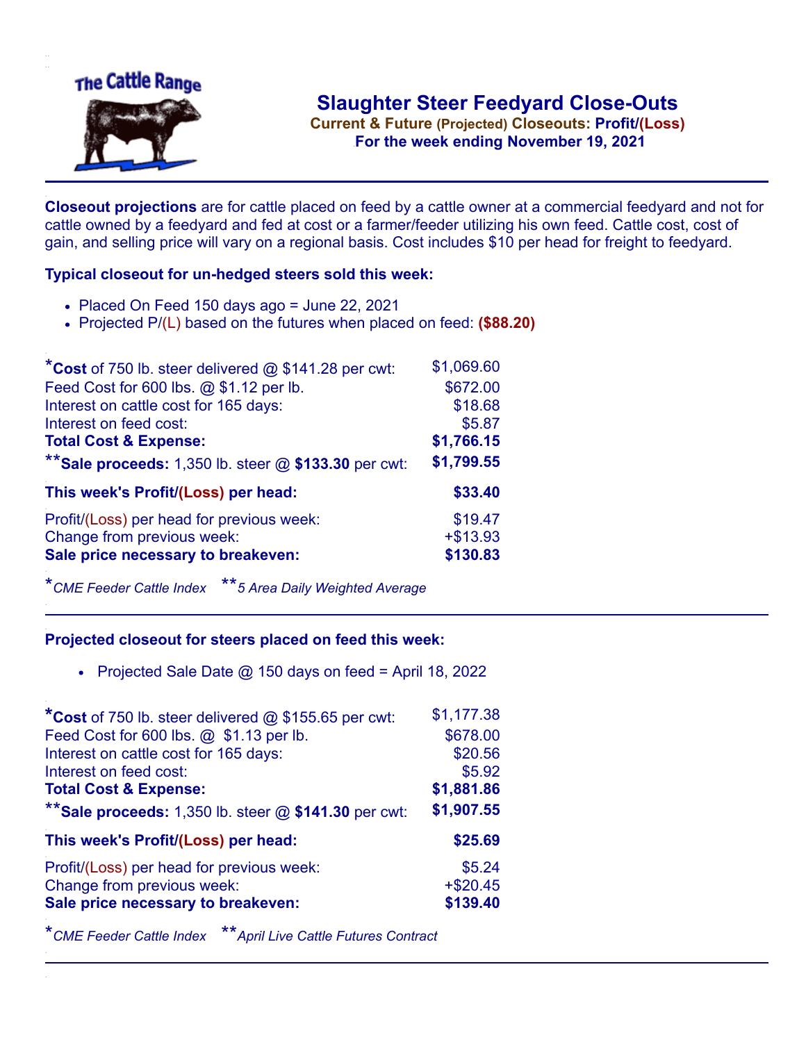# Slaughter Steer Feedyard Close-Outs

**Current & Future (Projected) Closeouts: Profit/(Loss)**
**For the week ending November 19, 2021**

**Closeout projections** are for cattle placed on feed by a cattle owner at a commercial feedyard and not for cattle owned by a feedyard and fed at cost or a farmer/feeder utilizing his own feed. Cattle cost, cost of gain, and selling price will vary on a regional basis. Cost includes $10 per head for freight to feedyard.

### Typical closeout for un-hedged steers sold this week:

- Placed On Feed 150 days ago = June 22, 2021
- Projected P/(L) based on the futures when placed on feed: **($88.20)**

| | |
|---|---|
| ***Cost** of 750 lb. steer delivered @ $141.28 per cwt: | $1,069.60 |
| Feed Cost for 600 lbs. @ $1.12 per lb. | $672.00 |
| Interest on cattle cost for 165 days: | $18.68 |
| Interest on feed cost: | $5.87 |
| **Total Cost & Expense:** | **$1,766.15** |
| ****Sale proceeds:** 1,350 lb. steer @ **$133.30** per cwt: | **$1,799.55** |
| **This week's Profit/(Loss) per head:** | **$33.40** |
| Profit/(Loss) per head for previous week: | $19.47 |
| Change from previous week: | +$13.93 |
| **Sale price necessary to breakeven:** | **$130.83** |

**CME Feeder Cattle Index* ***5 Area Daily Weighted Average*

### Projected closeout for steers placed on feed this week:

- Projected Sale Date @ 150 days on feed = April 18, 2022

| | |
|---|---|
| ***Cost** of 750 lb. steer delivered @ $155.65 per cwt: | $1,177.38 |
| Feed Cost for 600 lbs. @ $1.13 per lb. | $678.00 |
| Interest on cattle cost for 165 days: | $20.56 |
| Interest on feed cost: | $5.92 |
| **Total Cost & Expense:** | **$1,881.86** |
| ****Sale proceeds:** 1,350 lb. steer @ **$141.30** per cwt: | **$1,907.55** |
| **This week's Profit/(Loss) per head:** | **$25.69** |
| Profit/(Loss) per head for previous week: | $5.24 |
| Change from previous week: | +$20.45 |
| **Sale price necessary to breakeven:** | **$139.40** |

**CME Feeder Cattle Index* ***April Live Cattle Futures Contract*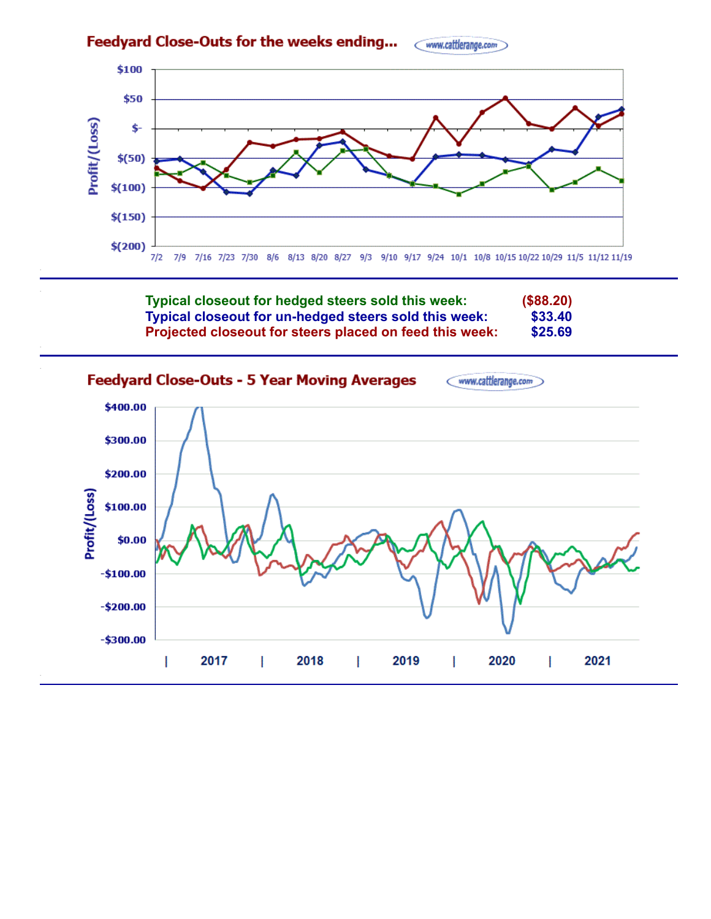## Feedyard Close-Outs for the weeks ending...

www.cattlerange.com

Profit/(Loss)

$100
$50
$-
$(50)
$(100)
$(150)
$(200)

7/2 7/9 7/16 7/23 7/30 8/6 8/13 8/20 8/27 9/3 9/10 9/17 9/24 10/1 10/8 10/15 10/22 10/29 11/5 11/12 11/19

| | |
|---|---|
| **Typical closeout for hedged steers sold this week:** | **($88.20)** |
| **Typical closeout for un-hedged steers sold this week:** | **$33.40** |
| **Projected closeout for steers placed on feed this week:** | **$25.69** |

## Feedyard Close-Outs - 5 Year Moving Averages

www.cattlerange.com

Profit/(Loss)

$400.00
$300.00
$200.00
$100.00
$0.00
-$100.00
-$200.00
-$300.00

2017 2018 2019 2020 2021